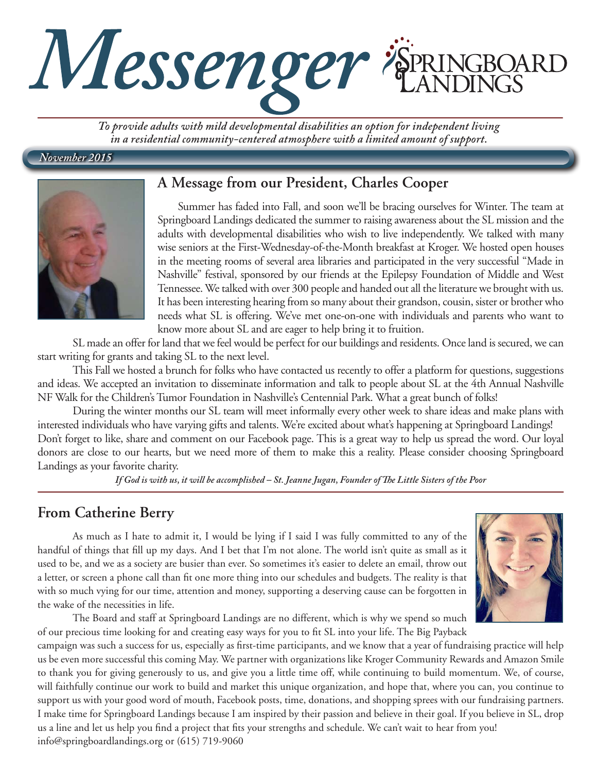# Messenger

Springboard Landings

*To provide adults with mild developmental disabilities an option for independent living in a residential community-centered atmosphere with a limited amount of support.*

*November 2015*

## A Message from our President, Charles Cooper

Summer has faded into Fall, and soon we'll be bracing ourselves for Winter. The team at Springboard Landings dedicated the summer to raising awareness about the SL mission and the adults with developmental disabilities who wish to live independently. We talked with many wise seniors at the First-Wednesday-of-the-Month breakfast at Kroger. We hosted open houses in the meeting rooms of several area libraries and participated in the very successful "Made in Nashville" festival, sponsored by our friends at the Epilepsy Foundation of Middle and West Tennessee. We talked with over 300 people and handed out all the literature we brought with us. It has been interesting hearing from so many about their grandson, cousin, sister or brother who needs what SL is offering. We've met one-on-one with individuals and parents who want to know more about SL and are eager to help bring it to fruition.

SL made an offer for land that we feel would be perfect for our buildings and residents. Once land is secured, we can start writing for grants and taking SL to the next level.

This Fall we hosted a brunch for folks who have contacted us recently to offer a platform for questions, suggestions and ideas. We accepted an invitation to disseminate information and talk to people about SL at the 4th Annual Nashville NF Walk for the Children's Tumor Foundation in Nashville's Centennial Park. What a great bunch of folks!

During the winter months our SL team will meet informally every other week to share ideas and make plans with interested individuals who have varying gifts and talents. We're excited about what's happening at Springboard Landings! Don't forget to like, share and comment on our Facebook page. This is a great way to help us spread the word. Our loyal donors are close to our hearts, but we need more of them to make this a reality. Please consider choosing Springboard Landings as your favorite charity.

*If God is with us, it will be accomplished – St. Jeanne Jugan, Founder of The Little Sisters of the Poor*

## From Catherine Berry

As much as I hate to admit it, I would be lying if I said I was fully committed to any of the handful of things that fill up my days. And I bet that I'm not alone. The world isn't quite as small as it used to be, and we as a society are busier than ever. So sometimes it's easier to delete an email, throw out a letter, or screen a phone call than fit one more thing into our schedules and budgets. The reality is that with so much vying for our time, attention and money, supporting a deserving cause can be forgotten in the wake of the necessities in life.

The Board and staff at Springboard Landings are no different, which is why we spend so much of our precious time looking for and creating easy ways for you to fit SL into your life. The Big Payback campaign was such a success for us, especially as first-time participants, and we know that a year of fundraising practice will help us be even more successful this coming May. We partner with organizations like Kroger Community Rewards and Amazon Smile to thank you for giving generously to us, and give you a little time off, while continuing to build momentum. We, of course, will faithfully continue our work to build and market this unique organization, and hope that, where you can, you continue to support us with your good word of mouth, Facebook posts, time, donations, and shopping sprees with our fundraising partners. I make time for Springboard Landings because I am inspired by their passion and believe in their goal. If you believe in SL, drop us a line and let us help you find a project that fits your strengths and schedule. We can't wait to hear from you!
info@springboardlandings.org or (615) 719-9060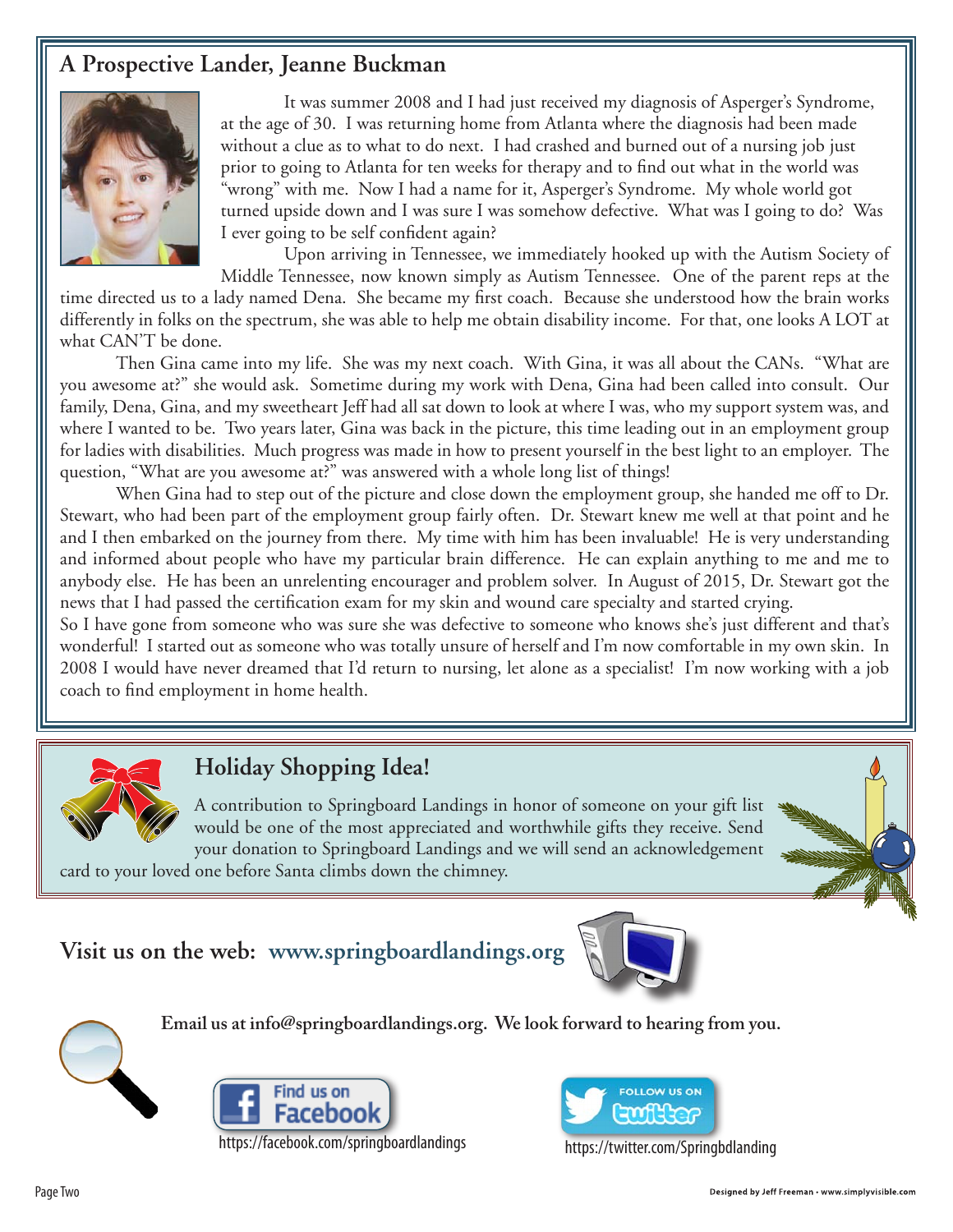## A Prospective Lander, Jeanne Buckman

It was summer 2008 and I had just received my diagnosis of Asperger's Syndrome, at the age of 30. I was returning home from Atlanta where the diagnosis had been made without a clue as to what to do next. I had crashed and burned out of a nursing job just prior to going to Atlanta for ten weeks for therapy and to find out what in the world was "wrong" with me. Now I had a name for it, Asperger's Syndrome. My whole world got turned upside down and I was sure I was somehow defective. What was I going to do? Was I ever going to be self confident again?

Upon arriving in Tennessee, we immediately hooked up with the Autism Society of Middle Tennessee, now known simply as Autism Tennessee. One of the parent reps at the time directed us to a lady named Dena. She became my first coach. Because she understood how the brain works differently in folks on the spectrum, she was able to help me obtain disability income. For that, one looks A LOT at what CAN'T be done.

Then Gina came into my life. She was my next coach. With Gina, it was all about the CANs. "What are you awesome at?" she would ask. Sometime during my work with Dena, Gina had been called into consult. Our family, Dena, Gina, and my sweetheart Jeff had all sat down to look at where I was, who my support system was, and where I wanted to be. Two years later, Gina was back in the picture, this time leading out in an employment group for ladies with disabilities. Much progress was made in how to present yourself in the best light to an employer. The question, "What are you awesome at?" was answered with a whole long list of things!

When Gina had to step out of the picture and close down the employment group, she handed me off to Dr. Stewart, who had been part of the employment group fairly often. Dr. Stewart knew me well at that point and he and I then embarked on the journey from there. My time with him has been invaluable! He is very understanding and informed about people who have my particular brain difference. He can explain anything to me and me to anybody else. He has been an unrelenting encourager and problem solver. In August of 2015, Dr. Stewart got the news that I had passed the certification exam for my skin and wound care specialty and started crying.

So I have gone from someone who was sure she was defective to someone who knows she's just different and that's wonderful! I started out as someone who was totally unsure of herself and I'm now comfortable in my own skin. In 2008 I would have never dreamed that I'd return to nursing, let alone as a specialist! I'm now working with a job coach to find employment in home health.

## Holiday Shopping Idea!

A contribution to Springboard Landings in honor of someone on your gift list would be one of the most appreciated and worthwhile gifts they receive. Send your donation to Springboard Landings and we will send an acknowledgement card to your loved one before Santa climbs down the chimney.

**Visit us on the web: www.springboardlandings.org**

**Email us at info@springboardlandings.org. We look forward to hearing from you.**

Find us on Facebook
https://facebook.com/springboardlandings

Follow us on Twitter
https://twitter.com/Springbdlanding

Designed by Jeff Freeman • www.simplyvisible.com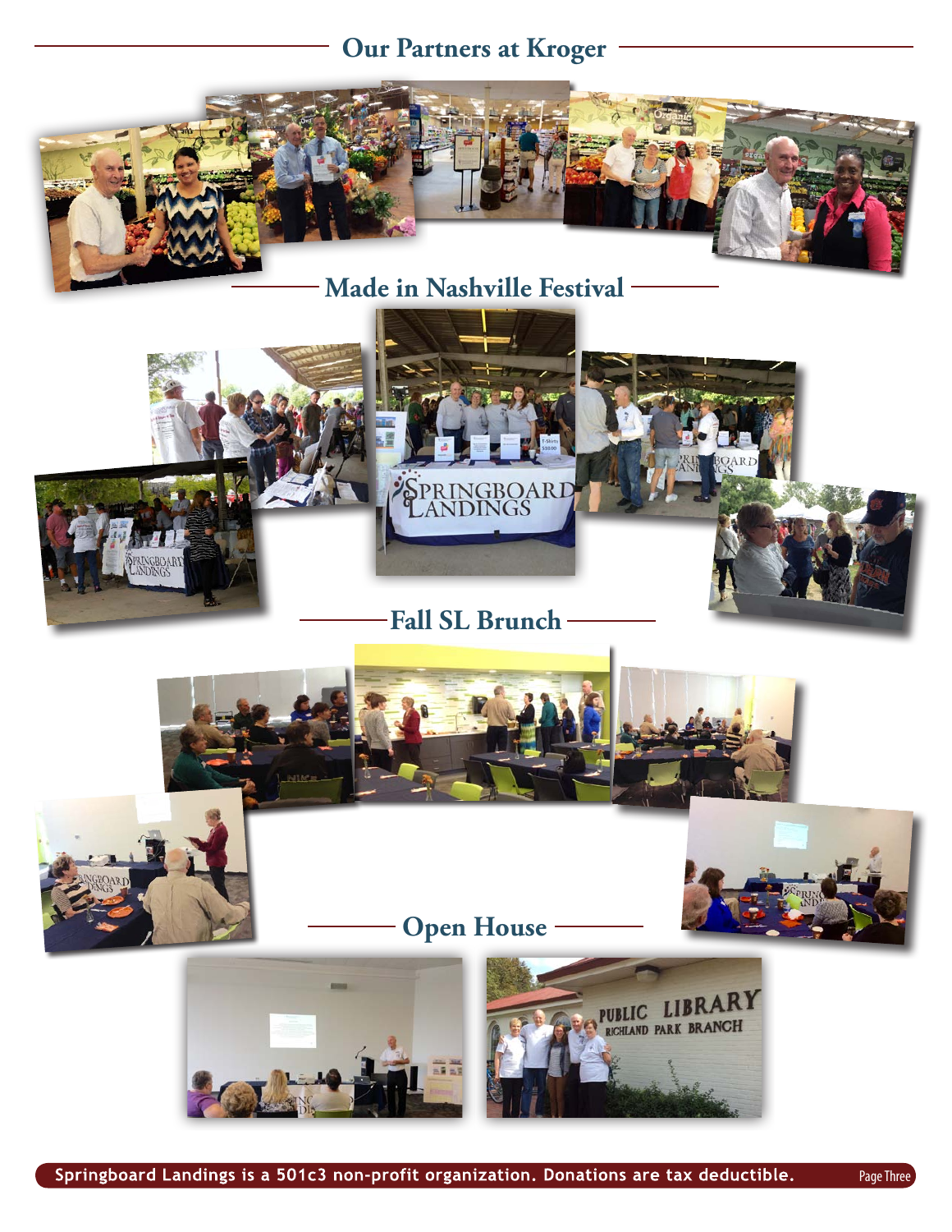## Our Partners at Kroger

## Made in Nashville Festival

## Fall SL Brunch

## Open House

**Springboard Landings is a 501c3 non-profit organization. Donations are tax deductible.**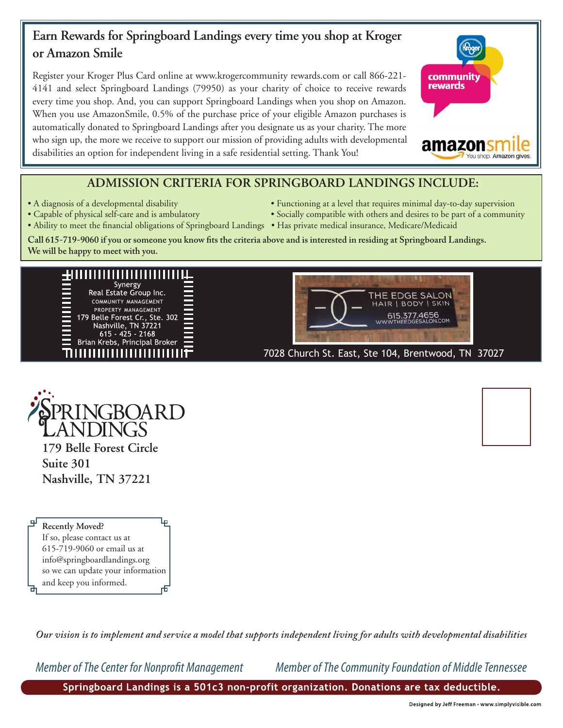## Earn Rewards for Springboard Landings every time you shop at Kroger or Amazon Smile

Register your Kroger Plus Card online at www.krogercommunity rewards.com or call 866-221-4141 and select Springboard Landings (79950) as your charity of choice to receive rewards every time you shop. And, you can support Springboard Landings when you shop on Amazon. When you use AmazonSmile, 0.5% of the purchase price of your eligible Amazon purchases is automatically donated to Springboard Landings after you designate us as your charity. The more who sign up, the more we receive to support our mission of providing adults with developmental disabilities an option for independent living in a safe residential setting. Thank You!

Kroger community rewards

amazonsmile You shop. Amazon gives.

## ADMISSION CRITERIA FOR SPRINGBOARD LANDINGS INCLUDE:

- A diagnosis of a developmental disability
- Capable of physical self-care and is ambulatory
- Ability to meet the financial obligations of Springboard Landings
- Functioning at a level that requires minimal day-to-day supervision
- Socially compatible with others and desires to be part of a community
- Has private medical insurance, Medicare/Medicaid

**Call 615-719-9060 if you or someone you know fits the criteria above and is interested in residing at Springboard Landings. We will be happy to meet with you.**

Synergy
Real Estate Group Inc.
COMMUNITY MANAGEMENT
PROPERTY MANAGEMENT
179 Belle Forest Cr., Ste. 302
Nashville, TN 37221
615 - 425 - 2168
Brian Krebs, Principal Broker

THE EDGE SALON
HAIR | BODY | SKIN
615.377.4656
WWW.THEEDGESALON.COM

7028 Church St. East, Ste 104, Brentwood, TN 37027

SPRINGBOARD LANDINGS

**179 Belle Forest Circle**
**Suite 301**
**Nashville, TN 37221**

**Recently Moved?**
If so, please contact us at 615-719-9060 or email us at info@springboardlandings.org so we can update your information and keep you informed.

*Our vision is to implement and service a model that supports independent living for adults with developmental disabilities*

*Member of The Center for Nonprofit Management* *Member of The Community Foundation of Middle Tennessee*

**Springboard Landings is a 501c3 non-profit organization. Donations are tax deductible.**

Designed by Jeff Freeman • www.simplyvisible.com